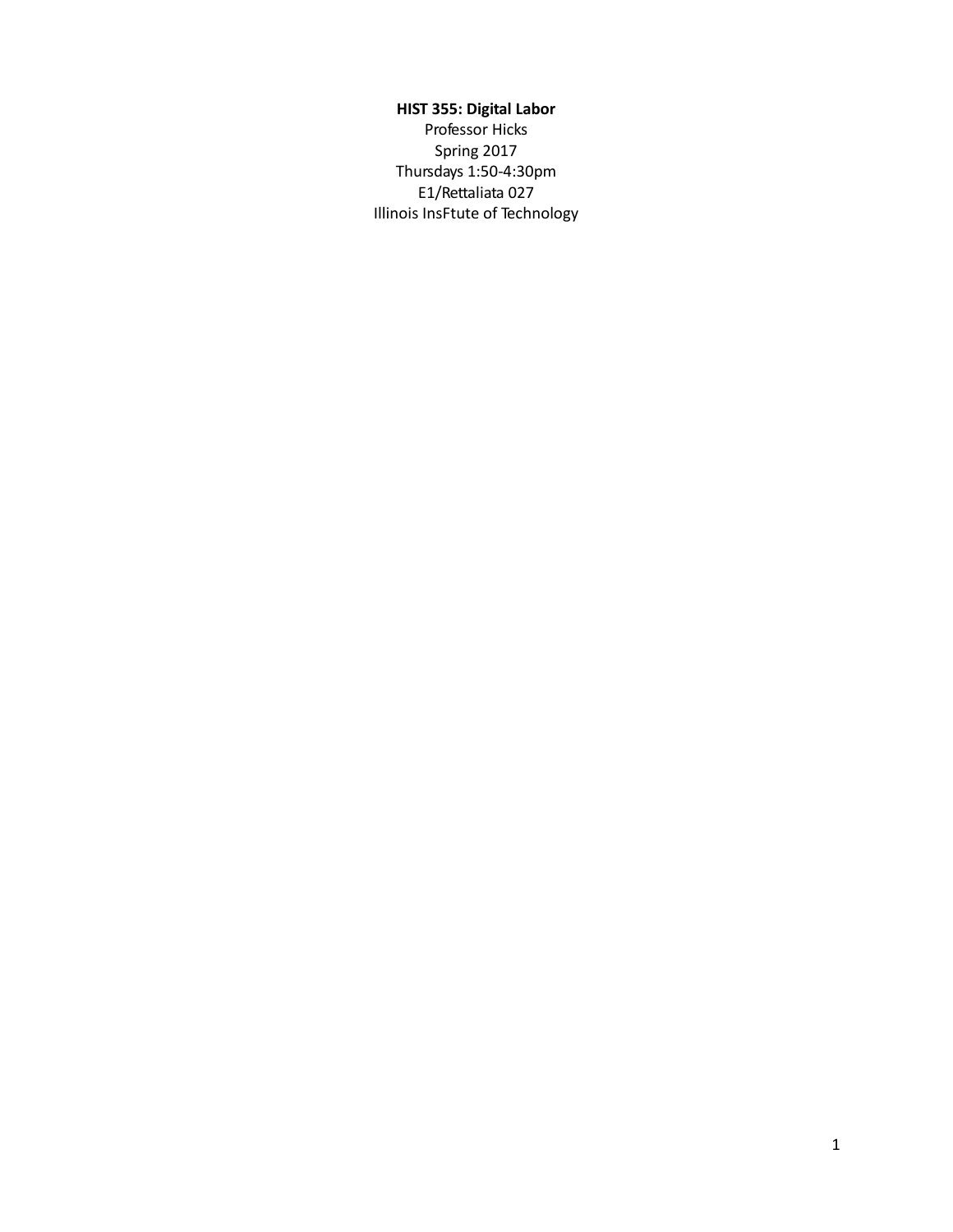**HIST 355: Digital Labor**

Professor Hicks

Spring 2017

Thursdays 1:50-4:30pm

E1/Rettaliata 027

Illinois InsFtute of Technology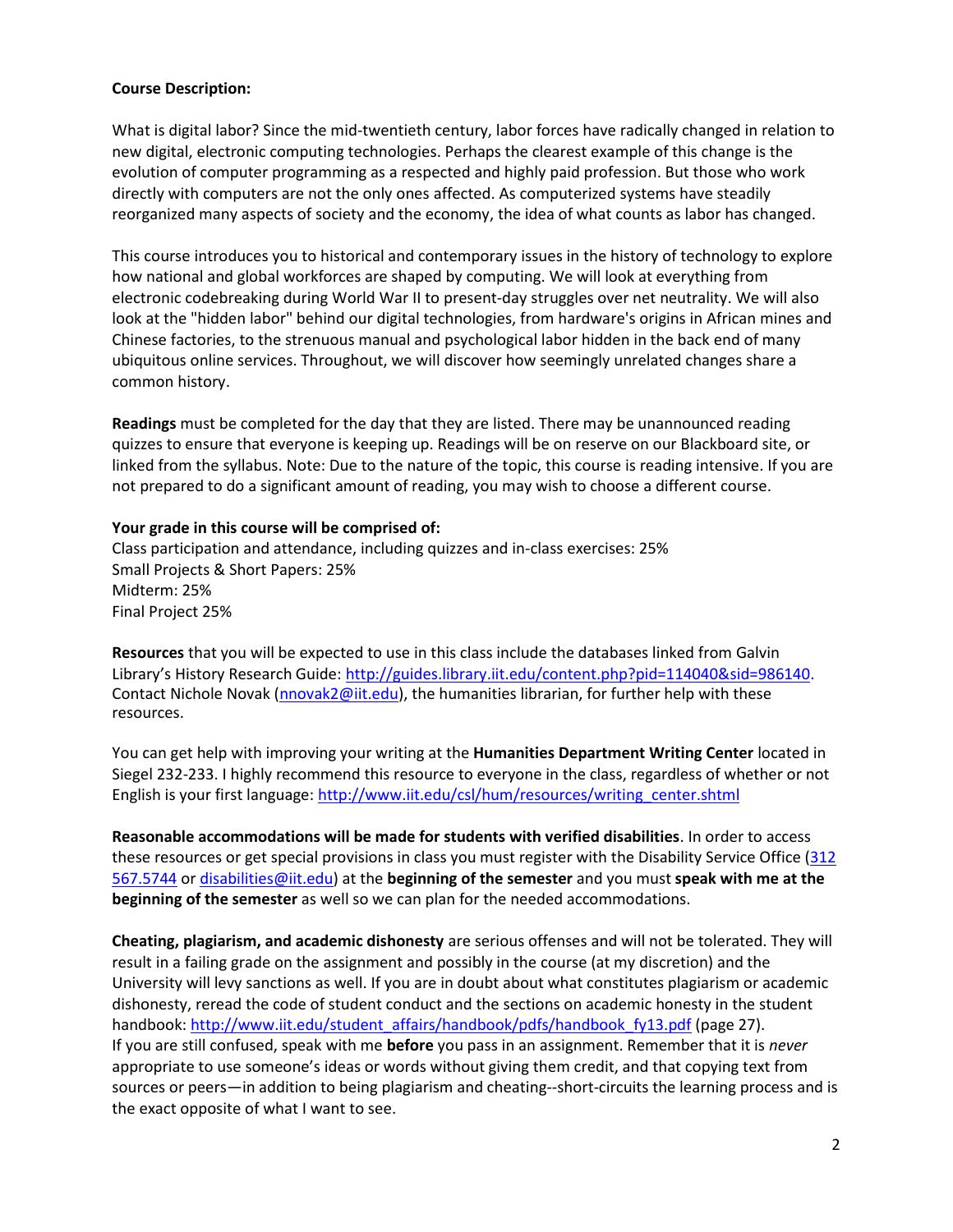**Course Description:**

What is digital labor? Since the mid-twentieth century, labor forces have radically changed in relation to new digital, electronic computing technologies. Perhaps the clearest example of this change is the evolution of computer programming as a respected and highly paid profession. But those who work directly with computers are not the only ones affected. As computerized systems have steadily reorganized many aspects of society and the economy, the idea of what counts as labor has changed.

This course introduces you to historical and contemporary issues in the history of technology to explore how national and global workforces are shaped by computing. We will look at everything from electronic codebreaking during World War II to present-day struggles over net neutrality. We will also look at the "hidden labor" behind our digital technologies, from hardware's origins in African mines and Chinese factories, to the strenuous manual and psychological labor hidden in the back end of many ubiquitous online services. Throughout, we will discover how seemingly unrelated changes share a common history.

**Readings** must be completed for the day that they are listed. There may be unannounced reading quizzes to ensure that everyone is keeping up. Readings will be on reserve on our Blackboard site, or linked from the syllabus. Note: Due to the nature of the topic, this course is reading intensive. If you are not prepared to do a significant amount of reading, you may wish to choose a different course.

**Your grade in this course will be comprised of:**
Class participation and attendance, including quizzes and in-class exercises: 25%
Small Projects & Short Papers: 25%
Midterm: 25%
Final Project 25%

**Resources** that you will be expected to use in this class include the databases linked from Galvin Library's History Research Guide: [http://guides.library.iit.edu/content.php?pid=114040&sid=986140](http://guides.library.iit.edu/content.php?pid=114040&sid=986140). Contact Nichole Novak ([nnovak2@iit.edu](mailto:nnovak2@iit.edu)), the humanities librarian, for further help with these resources.

You can get help with improving your writing at the **Humanities Department Writing Center** located in Siegel 232-233. I highly recommend this resource to everyone in the class, regardless of whether or not English is your first language: [http://www.iit.edu/csl/hum/resources/writing_center.shtml](http://www.iit.edu/csl/hum/resources/writing_center.shtml)

**Reasonable accommodations will be made for students with verified disabilities**. In order to access these resources or get special provisions in class you must register with the Disability Service Office (312 567.5744 or [disabilities@iit.edu](mailto:disabilities@iit.edu)) at the **beginning of the semester** and you must **speak with me at the beginning of the semester** as well so we can plan for the needed accommodations.

**Cheating, plagiarism, and academic dishonesty** are serious offenses and will not be tolerated. They will result in a failing grade on the assignment and possibly in the course (at my discretion) and the University will levy sanctions as well. If you are in doubt about what constitutes plagiarism or academic dishonesty, reread the code of student conduct and the sections on academic honesty in the student handbook: [http://www.iit.edu/student_affairs/handbook/pdfs/handbook_fy13.pdf](http://www.iit.edu/student_affairs/handbook/pdfs/handbook_fy13.pdf) (page 27). If you are still confused, speak with me **before** you pass in an assignment. Remember that it is *never* appropriate to use someone's ideas or words without giving them credit, and that copying text from sources or peers—in addition to being plagiarism and cheating--short-circuits the learning process and is the exact opposite of what I want to see.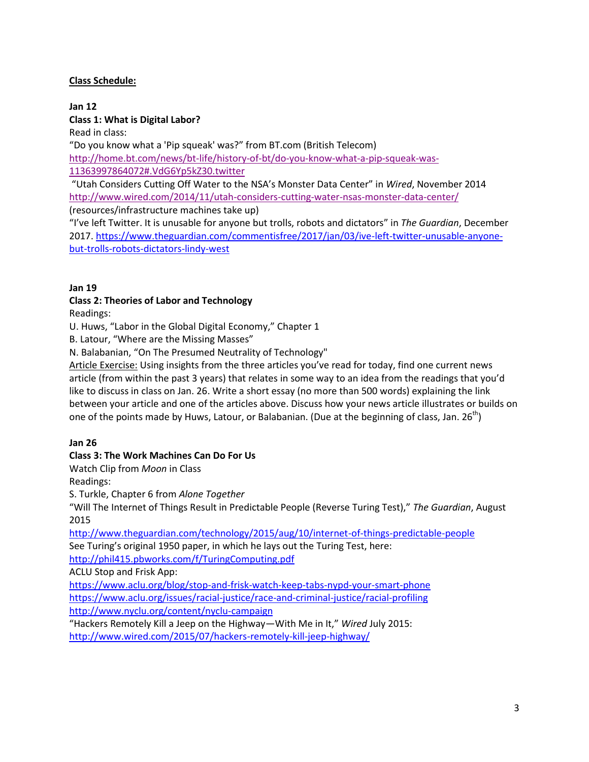**Class Schedule:**

**Jan 12**
**Class 1: What is Digital Labor?**
Read in class:
"Do you know what a 'Pip squeak' was?" from BT.com (British Telecom)
http://home.bt.com/news/bt-life/history-of-bt/do-you-know-what-a-pip-squeak-was-11363997864072#.VdG6Yp5kZ30.twitter
"Utah Considers Cutting Off Water to the NSA's Monster Data Center" in *Wired*, November 2014
http://www.wired.com/2014/11/utah-considers-cutting-water-nsas-monster-data-center/
(resources/infrastructure machines take up)
"I've left Twitter. It is unusable for anyone but trolls, robots and dictators" in *The Guardian*, December 2017. https://www.theguardian.com/commentisfree/2017/jan/03/ive-left-twitter-unusable-anyone-but-trolls-robots-dictators-lindy-west

**Jan 19**
**Class 2: Theories of Labor and Technology**
Readings:
U. Huws, "Labor in the Global Digital Economy," Chapter 1
B. Latour, "Where are the Missing Masses"
N. Balabanian, "On The Presumed Neutrality of Technology"
Article Exercise: Using insights from the three articles you've read for today, find one current news article (from within the past 3 years) that relates in some way to an idea from the readings that you'd like to discuss in class on Jan. 26. Write a short essay (no more than 500 words) explaining the link between your article and one of the articles above. Discuss how your news article illustrates or builds on one of the points made by Huws, Latour, or Balabanian. (Due at the beginning of class, Jan. 26th)

**Jan 26**
**Class 3: The Work Machines Can Do For Us**
Watch Clip from *Moon* in Class
Readings:
S. Turkle, Chapter 6 from *Alone Together*
"Will The Internet of Things Result in Predictable People (Reverse Turing Test)," *The Guardian*, August 2015
http://www.theguardian.com/technology/2015/aug/10/internet-of-things-predictable-people
See Turing's original 1950 paper, in which he lays out the Turing Test, here:
http://phil415.pbworks.com/f/TuringComputing.pdf
ACLU Stop and Frisk App:
https://www.aclu.org/blog/stop-and-frisk-watch-keep-tabs-nypd-your-smart-phone
https://www.aclu.org/issues/racial-justice/race-and-criminal-justice/racial-profiling
http://www.nyclu.org/content/nyclu-campaign
"Hackers Remotely Kill a Jeep on the Highway—With Me in It," *Wired* July 2015:
http://www.wired.com/2015/07/hackers-remotely-kill-jeep-highway/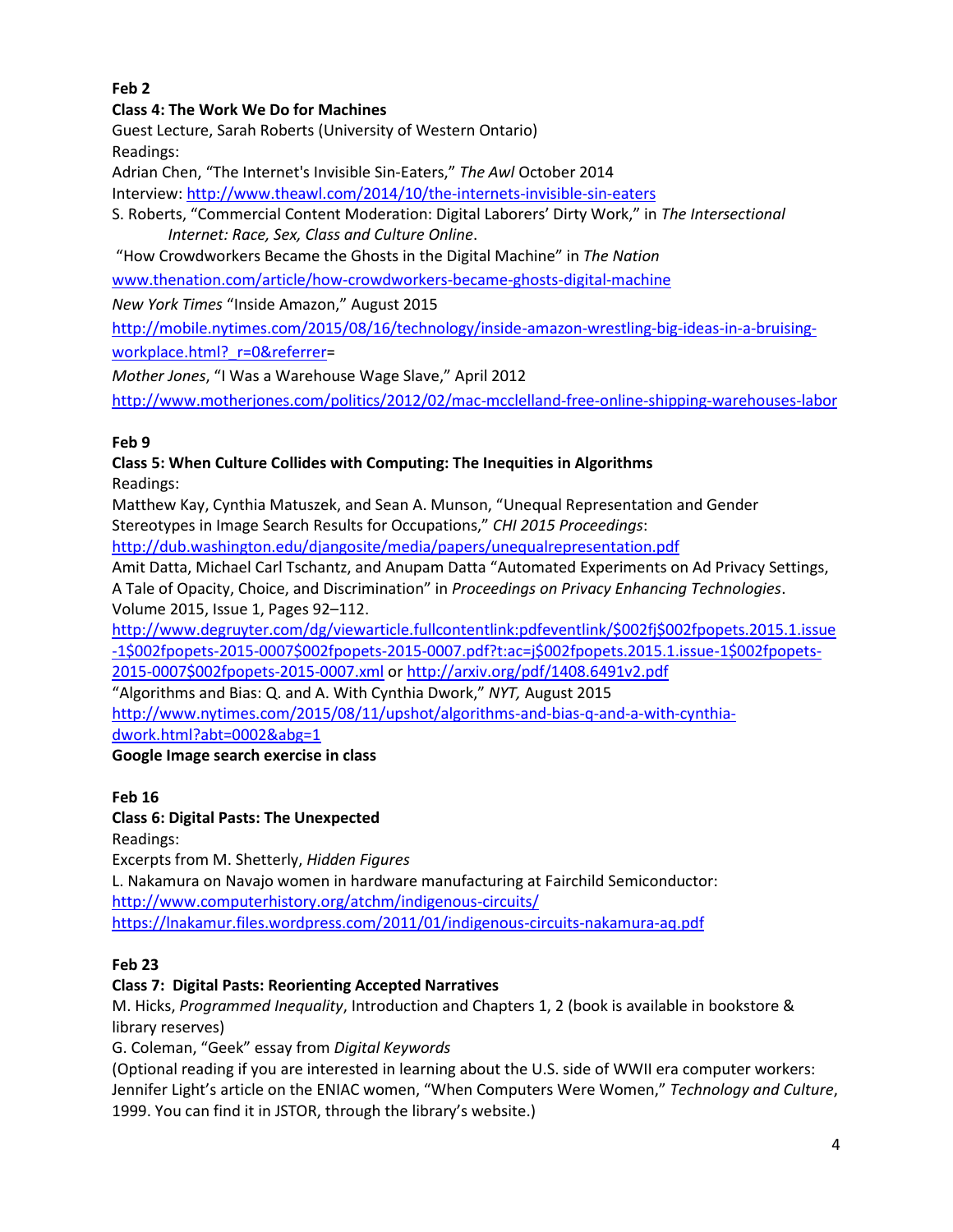**Feb 2**

**Class 4: The Work We Do for Machines**

Guest Lecture, Sarah Roberts (University of Western Ontario)

Readings:

Adrian Chen, "The Internet's Invisible Sin-Eaters," *The Awl* October 2014

Interview: http://www.theawl.com/2014/10/the-internets-invisible-sin-eaters

S. Roberts, "Commercial Content Moderation: Digital Laborers' Dirty Work," in *The Intersectional Internet: Race, Sex, Class and Culture Online*.

"How Crowdworkers Became the Ghosts in the Digital Machine" in *The Nation*

www.thenation.com/article/how-crowdworkers-became-ghosts-digital-machine

*New York Times* "Inside Amazon," August 2015

http://mobile.nytimes.com/2015/08/16/technology/inside-amazon-wrestling-big-ideas-in-a-bruising-workplace.html?_r=0&referrer=

*Mother Jones*, "I Was a Warehouse Wage Slave," April 2012

http://www.motherjones.com/politics/2012/02/mac-mcclelland-free-online-shipping-warehouses-labor

**Feb 9**

**Class 5: When Culture Collides with Computing: The Inequities in Algorithms**

Readings:

Matthew Kay, Cynthia Matuszek, and Sean A. Munson, "Unequal Representation and Gender Stereotypes in Image Search Results for Occupations," *CHI 2015 Proceedings*:

http://dub.washington.edu/djangosite/media/papers/unequalrepresentation.pdf

Amit Datta, Michael Carl Tschantz, and Anupam Datta "Automated Experiments on Ad Privacy Settings, A Tale of Opacity, Choice, and Discrimination" in *Proceedings on Privacy Enhancing Technologies*. Volume 2015, Issue 1, Pages 92–112.

http://www.degruyter.com/dg/viewarticle.fullcontentlink:pdfeventlink/$002fj$002fpopets.2015.1.issue-1$002fpopets-2015-0007$002fpopets-2015-0007.pdf?t:ac=j$002fpopets.2015.1.issue-1$002fpopets-2015-0007$002fpopets-2015-0007.xml or http://arxiv.org/pdf/1408.6491v2.pdf

"Algorithms and Bias: Q. and A. With Cynthia Dwork," *NYT,* August 2015

http://www.nytimes.com/2015/08/11/upshot/algorithms-and-bias-q-and-a-with-cynthia-dwork.html?abt=0002&abg=1

**Google Image search exercise in class**

**Feb 16**

**Class 6: Digital Pasts: The Unexpected**

Readings:

Excerpts from M. Shetterly, *Hidden Figures*

L. Nakamura on Navajo women in hardware manufacturing at Fairchild Semiconductor:

http://www.computerhistory.org/atchm/indigenous-circuits/

https://lnakamur.files.wordpress.com/2011/01/indigenous-circuits-nakamura-aq.pdf

**Feb 23**

**Class 7: Digital Pasts: Reorienting Accepted Narratives**

M. Hicks, *Programmed Inequality*, Introduction and Chapters 1, 2 (book is available in bookstore & library reserves)

G. Coleman, "Geek" essay from *Digital Keywords*

(Optional reading if you are interested in learning about the U.S. side of WWII era computer workers: Jennifer Light's article on the ENIAC women, "When Computers Were Women," *Technology and Culture*, 1999. You can find it in JSTOR, through the library's website.)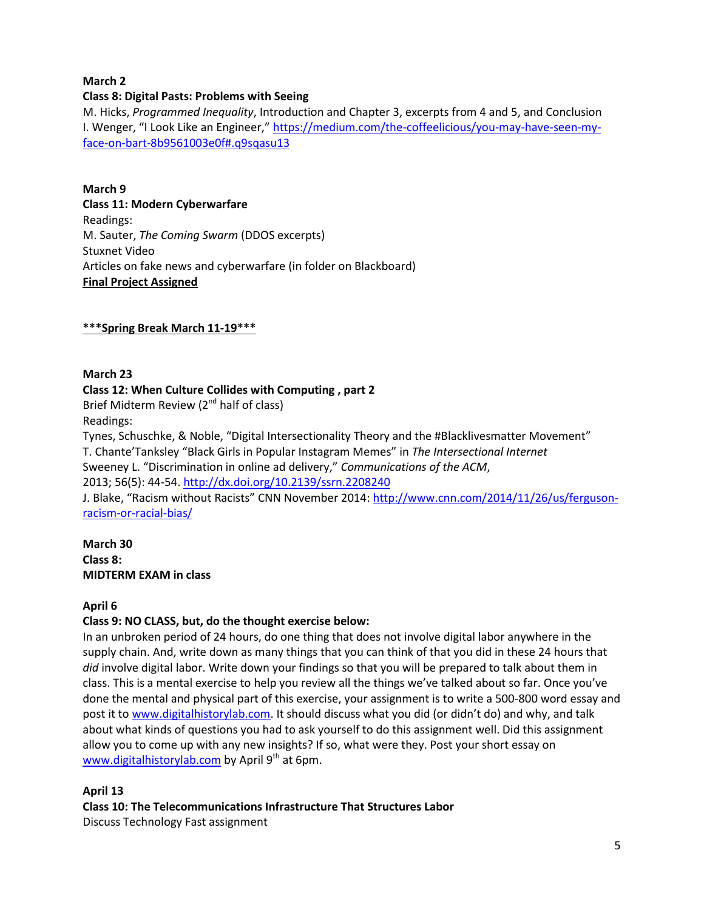**March 2**
**Class 8: Digital Pasts: Problems with Seeing**
M. Hicks, *Programmed Inequality*, Introduction and Chapter 3, excerpts from 4 and 5, and Conclusion
I. Wenger, "I Look Like an Engineer," https://medium.com/the-coffeelicious/you-may-have-seen-my-face-on-bart-8b9561003e0f#.q9sqasu13

**March 9**
**Class 11: Modern Cyberwarfare**
Readings:
M. Sauter, *The Coming Swarm* (DDOS excerpts)
Stuxnet Video
Articles on fake news and cyberwarfare (in folder on Blackboard)
**Final Project Assigned**

**\*\*\*Spring Break March 11-19\*\*\***

**March 23**
**Class 12: When Culture Collides with Computing , part 2**
Brief Midterm Review (2nd half of class)
Readings:
Tynes, Schuschke, & Noble, "Digital Intersectionality Theory and the #Blacklivesmatter Movement"
T. Chante'Tanksley "Black Girls in Popular Instagram Memes" in *The Intersectional Internet*
Sweeney L. "Discrimination in online ad delivery," *Communications of the ACM*,
2013; 56(5): 44-54. http://dx.doi.org/10.2139/ssrn.2208240
J. Blake, "Racism without Racists" CNN November 2014: http://www.cnn.com/2014/11/26/us/ferguson-racism-or-racial-bias/

**March 30**
**Class 8:**
**MIDTERM EXAM in class**

**April 6**
**Class 9: NO CLASS, but, do the thought exercise below:**
In an unbroken period of 24 hours, do one thing that does not involve digital labor anywhere in the supply chain. And, write down as many things that you can think of that you did in these 24 hours that *did* involve digital labor. Write down your findings so that you will be prepared to talk about them in class. This is a mental exercise to help you review all the things we've talked about so far. Once you've done the mental and physical part of this exercise, your assignment is to write a 500-800 word essay and post it to www.digitalhistorylab.com. It should discuss what you did (or didn't do) and why, and talk about what kinds of questions you had to ask yourself to do this assignment well. Did this assignment allow you to come up with any new insights? If so, what were they. Post your short essay on www.digitalhistorylab.com by April 9th at 6pm.

**April 13**
**Class 10: The Telecommunications Infrastructure That Structures Labor**
Discuss Technology Fast assignment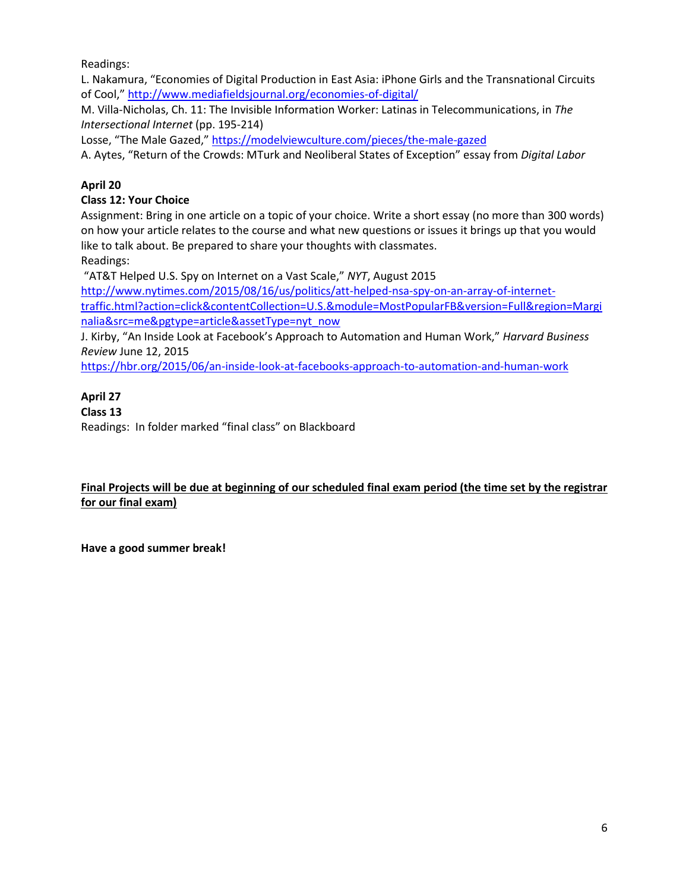Readings:
L. Nakamura, "Economies of Digital Production in East Asia: iPhone Girls and the Transnational Circuits of Cool," http://www.mediafieldsjournal.org/economies-of-digital/
M. Villa-Nicholas, Ch. 11: The Invisible Information Worker: Latinas in Telecommunications, in *The Intersectional Internet* (pp. 195-214)
Losse, "The Male Gazed," https://modelviewculture.com/pieces/the-male-gazed
A. Aytes, "Return of the Crowds: MTurk and Neoliberal States of Exception" essay from *Digital Labor*

**April 20**
**Class 12: Your Choice**
Assignment: Bring in one article on a topic of your choice. Write a short essay (no more than 300 words) on how your article relates to the course and what new questions or issues it brings up that you would like to talk about. Be prepared to share your thoughts with classmates.
Readings:
"AT&T Helped U.S. Spy on Internet on a Vast Scale," *NYT*, August 2015
http://www.nytimes.com/2015/08/16/us/politics/att-helped-nsa-spy-on-an-array-of-internet-traffic.html?action=click&contentCollection=U.S.&module=MostPopularFB&version=Full&region=Marginalia&src=me&pgtype=article&assetType=nyt_now
J. Kirby, "An Inside Look at Facebook's Approach to Automation and Human Work," *Harvard Business Review* June 12, 2015
https://hbr.org/2015/06/an-inside-look-at-facebooks-approach-to-automation-and-human-work

**April 27**
**Class 13**
Readings: In folder marked "final class" on Blackboard

**Final Projects will be due at beginning of our scheduled final exam period (the time set by the registrar for our final exam)**

**Have a good summer break!**